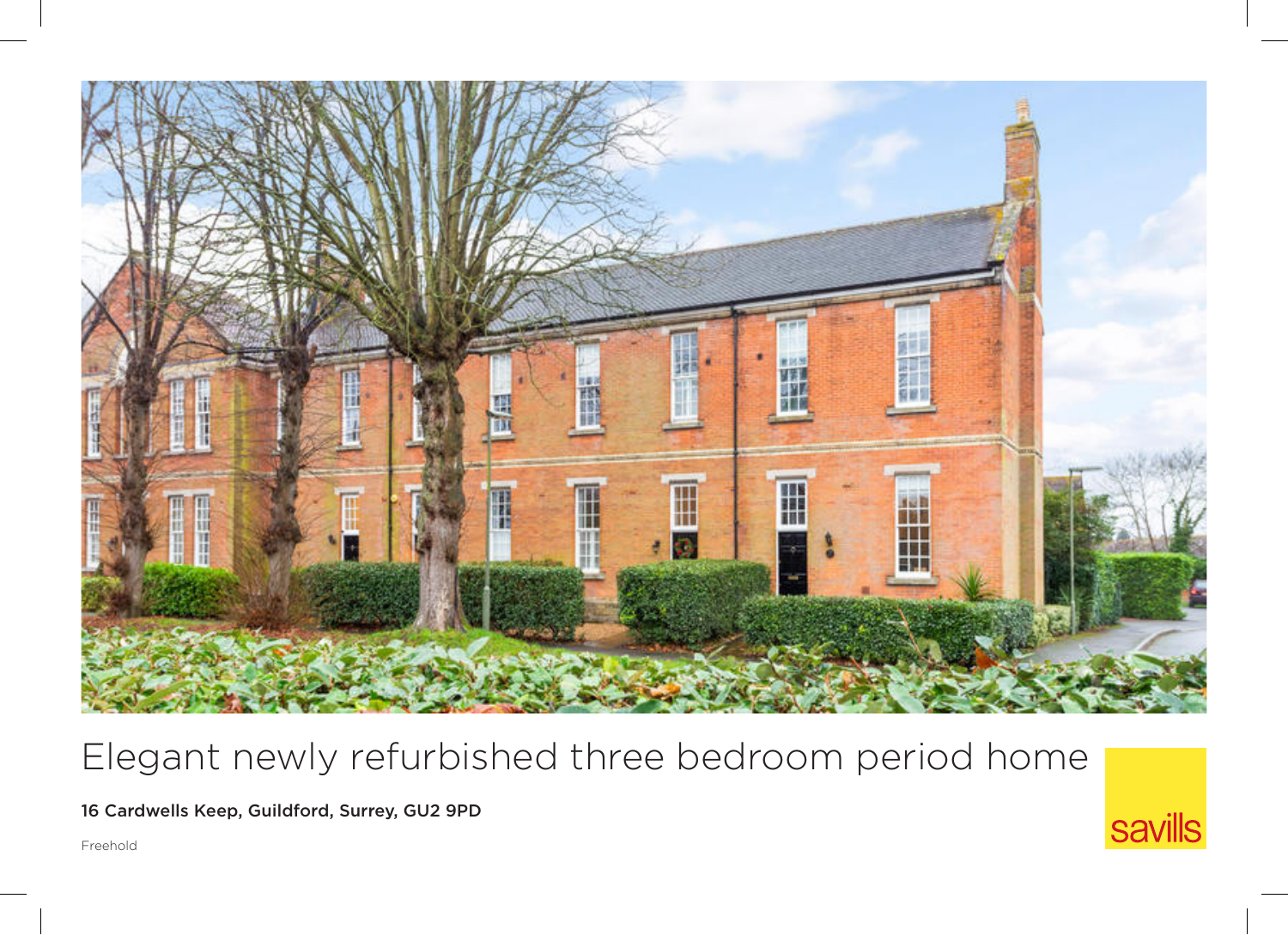# Elegant newly refurbished three bedroom period home

**16 Cardwells Keep, Guildford, Surrey, GU2 9PD**

Freehold

savills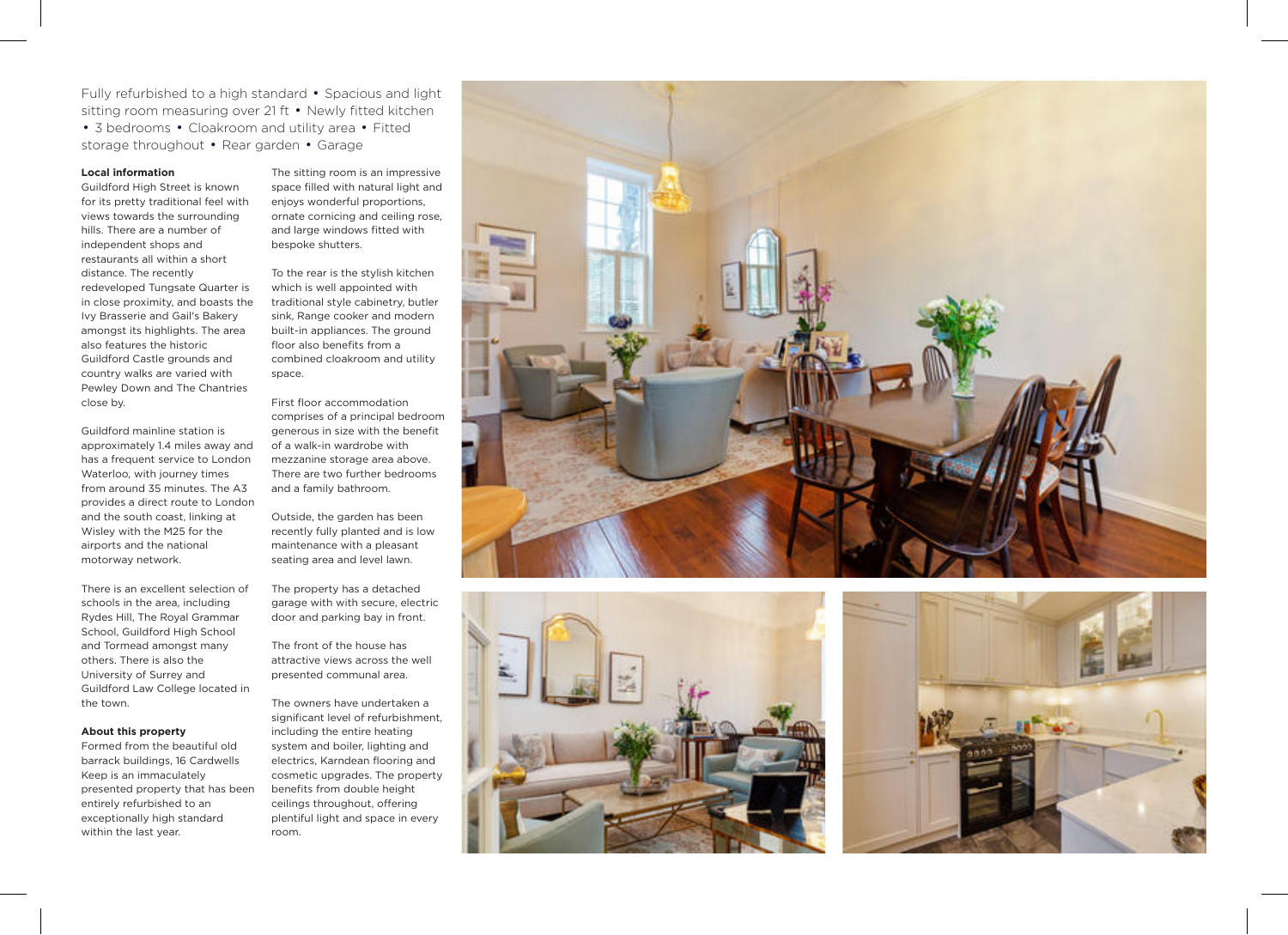Fully refurbished to a high standard • Spacious and light sitting room measuring over 21 ft • Newly fitted kitchen • 3 bedrooms • Cloakroom and utility area • Fitted storage throughout • Rear garden • Garage

**Local information**

Guildford High Street is known for its pretty traditional feel with views towards the surrounding hills. There are a number of independent shops and restaurants all within a short distance. The recently redeveloped Tungsate Quarter is in close proximity, and boasts the Ivy Brasserie and Gail's Bakery amongst its highlights. The area also features the historic Guildford Castle grounds and country walks are varied with Pewley Down and The Chantries close by.

Guildford mainline station is approximately 1.4 miles away and has a frequent service to London Waterloo, with journey times from around 35 minutes. The A3 provides a direct route to London and the south coast, linking at Wisley with the M25 for the airports and the national motorway network.

There is an excellent selection of schools in the area, including Rydes Hill, The Royal Grammar School, Guildford High School and Tormead amongst many others. There is also the University of Surrey and Guildford Law College located in the town.

**About this property**

Formed from the beautiful old barrack buildings, 16 Cardwells Keep is an immaculately presented property that has been entirely refurbished to an exceptionally high standard within the last year.

The sitting room is an impressive space filled with natural light and enjoys wonderful proportions, ornate cornicing and ceiling rose, and large windows fitted with bespoke shutters.

To the rear is the stylish kitchen which is well appointed with traditional style cabinetry, butler sink, Range cooker and modern built-in appliances. The ground floor also benefits from a combined cloakroom and utility space.

First floor accommodation comprises of a principal bedroom generous in size with the benefit of a walk-in wardrobe with mezzanine storage area above. There are two further bedrooms and a family bathroom.

Outside, the garden has been recently fully planted and is low maintenance with a pleasant seating area and level lawn.

The property has a detached garage with with secure, electric door and parking bay in front.

The front of the house has attractive views across the well presented communal area.

The owners have undertaken a significant level of refurbishment, including the entire heating system and boiler, lighting and electrics, Karndean flooring and cosmetic upgrades. The property benefits from double height ceilings throughout, offering plentiful light and space in every room.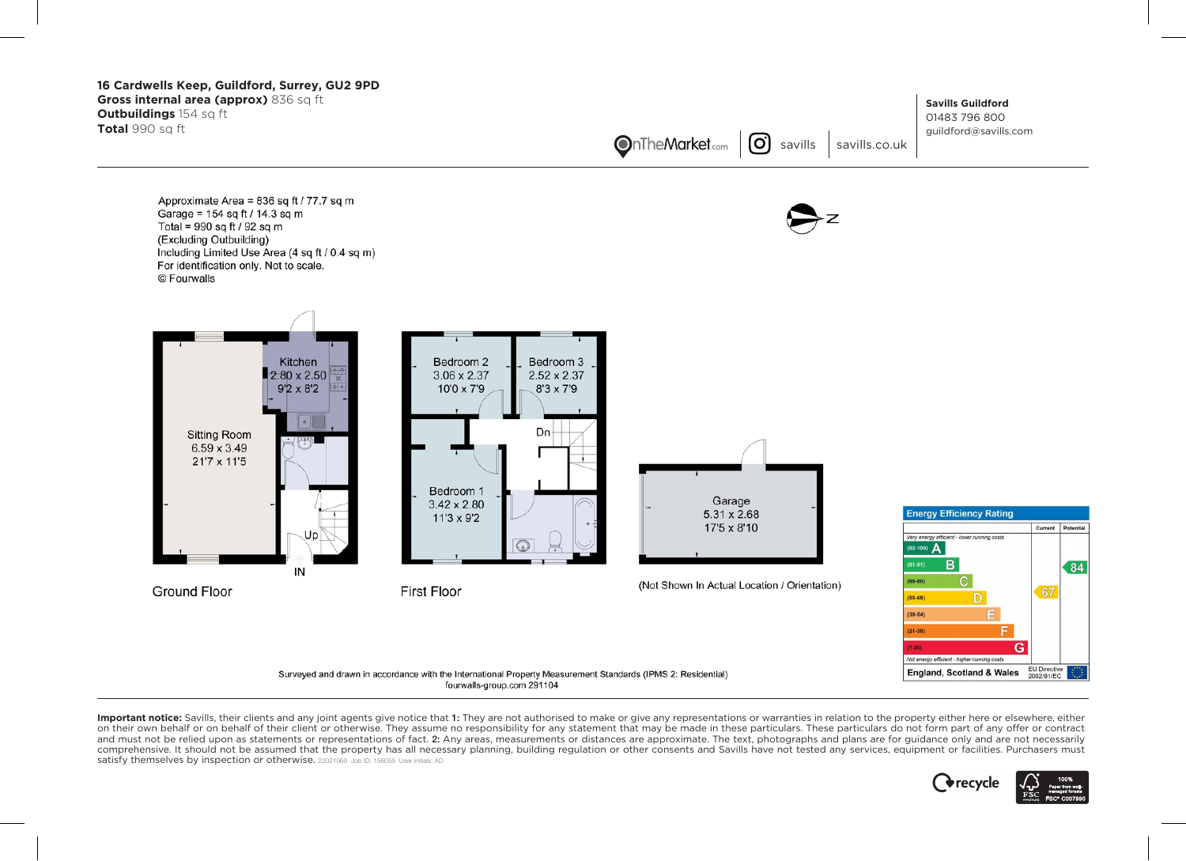**16 Cardwells Keep, Guildford, Surrey, GU2 9PD**
**Gross internal area (approx)** 836 sq ft
**Outbuildings** 154 sq ft
**Total** 990 sq ft

OnTheMarket.com | savills | savills.co.uk

**Savills Guildford**
01483 796 800
guildford@savills.com

Approximate Area = 836 sq ft / 77.7 sq m
Garage = 154 sq ft / 14.3 sq m
Total = 990 sq ft / 92 sq m
(Excluding Outbuilding)
Including Limited Use Area (4 sq ft / 0.4 sq m)
For identification only. Not to scale.
© Fourwalls

N

Kitchen
2.80 x 2.50
9'2 x 8'2

Sitting Room
6.59 x 3.49
21'7 x 11'5

Up

IN

Ground Floor

Bedroom 2
3.06 x 2.37
10'0 x 7'9

Bedroom 3
2.52 x 2.37
8'3 x 7'9

Dn

Bedroom 1
3.42 x 2.80
11'3 x 9'2

First Floor

Garage
5.31 x 2.68
17'5 x 8'10

(Not Shown In Actual Location / Orientation)

Energy Efficiency Rating

Current: 67
Potential: 84

Very energy efficient - lower running costs
(92-100) A
(81-91) B
(69-80) C
(55-68) D
(39-54) E
(21-38) F
(1-20) G
Not energy efficient - higher running costs

England, Scotland & Wales
EU Directive 2002/91/EC

Surveyed and drawn in accordance with the International Property Measurement Standards (IPMS 2: Residential)
fourwalls-group.com 291104

**Important notice:** Savills, their clients and any joint agents give notice that **1:** They are not authorised to make or give any representations or warranties in relation to the property either here or elsewhere, either on their own behalf or on behalf of their client or otherwise. They assume no responsibility for any statement that may be made in these particulars. These particulars do not form part of any offer or contract and must not be relied upon as statements or representations of fact. **2:** Any areas, measurements or distances are approximate. The text, photographs and plans are for guidance only and are not necessarily comprehensive. It should not be assumed that the property has all necessary planning, building regulation or other consents and Savills have not tested any services, equipment or facilities. Purchasers must satisfy themselves by inspection or otherwise. 22021060 Job ID: 156055 User initials: AD

recycle

FSC 100% Paper from well-managed forests FSC® C007990